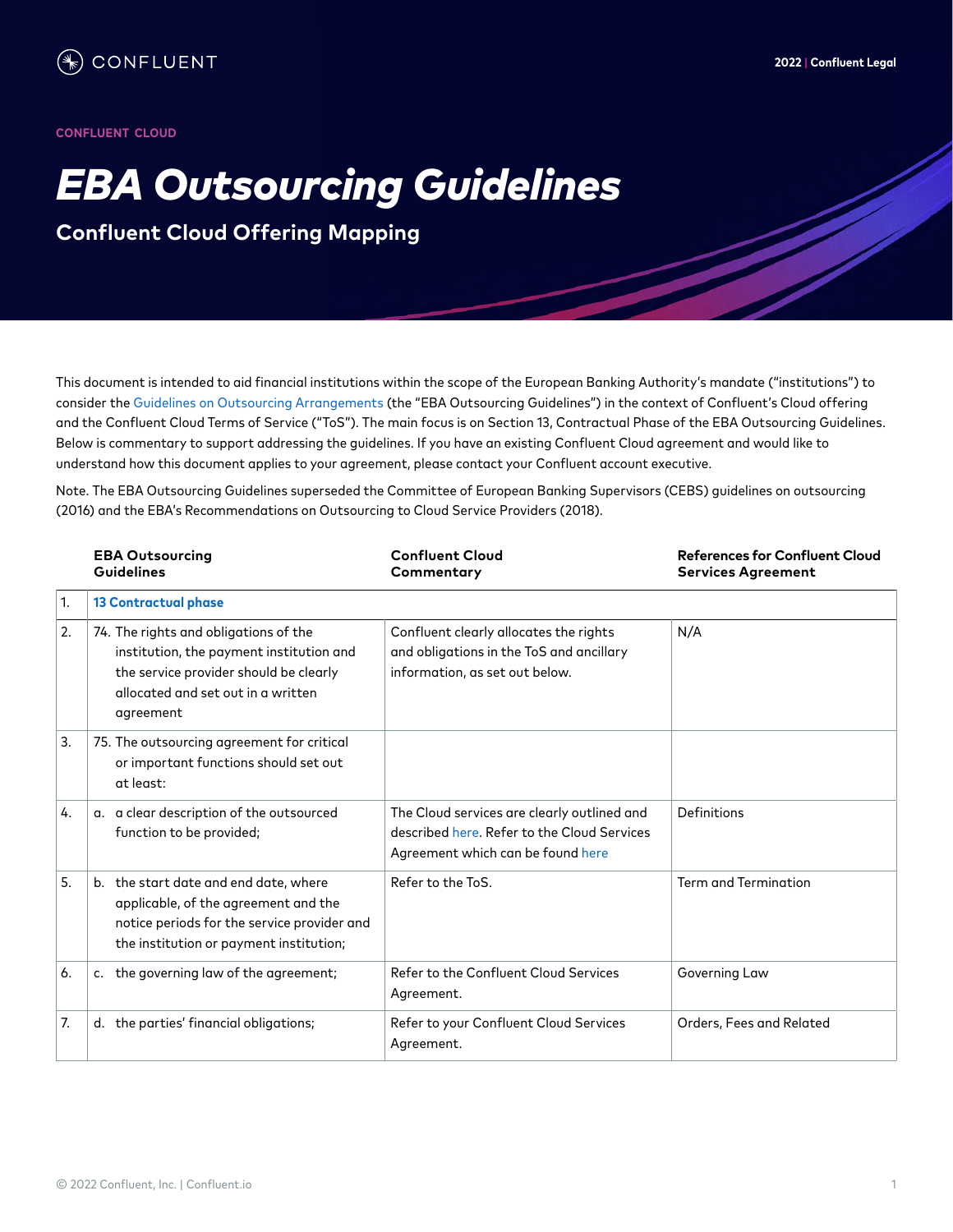CONFLUENT

CONFLUENT CLOUD

# *EBA Outsourcing Guidelines*

## Confluent Cloud Offering Mapping

This document is intended to aid financial institutions within the scope of the European Banking Authority's mandate ("institutions") to consider the Guidelines on Outsourcing Arrangements (the "EBA Outsourcing Guidelines") in the context of Confluent's Cloud offering and the Confluent Cloud Terms of Service ("ToS"). The main focus is on Section 13, Contractual Phase of the EBA Outsourcing Guidelines. Below is commentary to support addressing the guidelines. If you have an existing Confluent Cloud agreement and would like to understand how this document applies to your agreement, please contact your Confluent account executive.

Note. The EBA Outsourcing Guidelines superseded the Committee of European Banking Supervisors (CEBS) guidelines on outsourcing (2016) and the EBA's Recommendations on Outsourcing to Cloud Service Providers (2018).

| | EBA Outsourcing Guidelines | Confluent Cloud Commentary | References for Confluent Cloud Services Agreement |
|---|---|---|---|
| 1. | 13 Contractual phase | | |
| 2. | 74. The rights and obligations of the institution, the payment institution and the service provider should be clearly allocated and set out in a written agreement | Confluent clearly allocates the rights and obligations in the ToS and ancillary information, as set out below. | N/A |
| 3. | 75. The outsourcing agreement for critical or important functions should set out at least: | | |
| 4. | a. a clear description of the outsourced function to be provided; | The Cloud services are clearly outlined and described here. Refer to the Cloud Services Agreement which can be found here | Definitions |
| 5. | b. the start date and end date, where applicable, of the agreement and the notice periods for the service provider and the institution or payment institution; | Refer to the ToS. | Term and Termination |
| 6. | c. the governing law of the agreement; | Refer to the Confluent Cloud Services Agreement. | Governing Law |
| 7. | d. the parties' financial obligations; | Refer to your Confluent Cloud Services Agreement. | Orders, Fees and Related |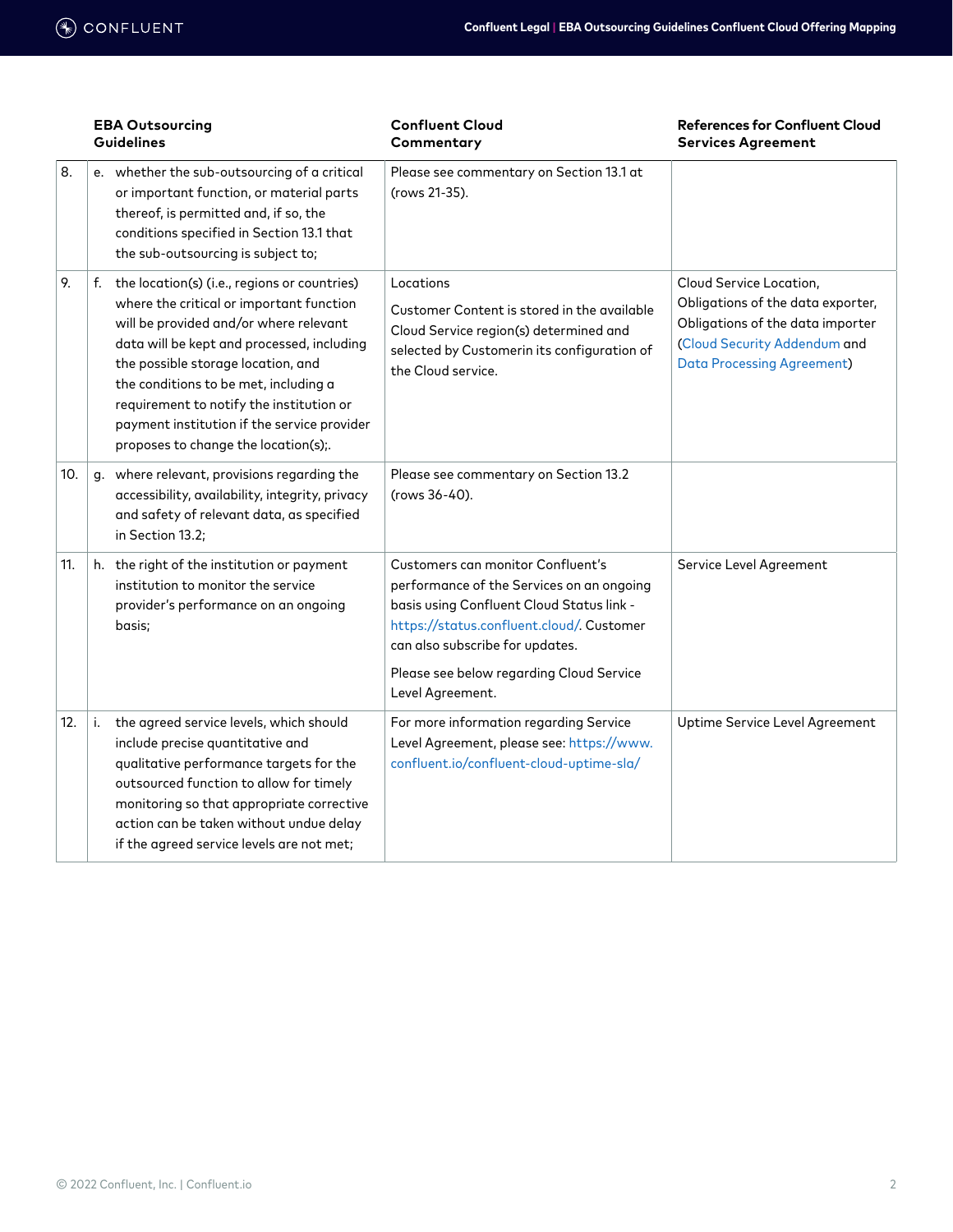| | EBA Outsourcing Guidelines | Confluent Cloud Commentary | References for Confluent Cloud Services Agreement |
|---|---|---|---|
| 8. | e. whether the sub-outsourcing of a critical or important function, or material parts thereof, is permitted and, if so, the conditions specified in Section 13.1 that the sub-outsourcing is subject to; | Please see commentary on Section 13.1 at (rows 21-35). | |
| 9. | f. the location(s) (i.e., regions or countries) where the critical or important function will be provided and/or where relevant data will be kept and processed, including the possible storage location, and the conditions to be met, including a requirement to notify the institution or payment institution if the service provider proposes to change the location(s);. | Locations<br><br>Customer Content is stored in the available Cloud Service region(s) determined and selected by Customerin its configuration of the Cloud service. | Cloud Service Location, Obligations of the data exporter, Obligations of the data importer (Cloud Security Addendum and Data Processing Agreement) |
| 10. | g. where relevant, provisions regarding the accessibility, availability, integrity, privacy and safety of relevant data, as specified in Section 13.2; | Please see commentary on Section 13.2 (rows 36-40). | |
| 11. | h. the right of the institution or payment institution to monitor the service provider's performance on an ongoing basis; | Customers can monitor Confluent's performance of the Services on an ongoing basis using Confluent Cloud Status link - https://status.confluent.cloud/. Customer can also subscribe for updates.<br><br>Please see below regarding Cloud Service Level Agreement. | Service Level Agreement |
| 12. | i. the agreed service levels, which should include precise quantitative and qualitative performance targets for the outsourced function to allow for timely monitoring so that appropriate corrective action can be taken without undue delay if the agreed service levels are not met; | For more information regarding Service Level Agreement, please see: https://www.confluent.io/confluent-cloud-uptime-sla/ | Uptime Service Level Agreement |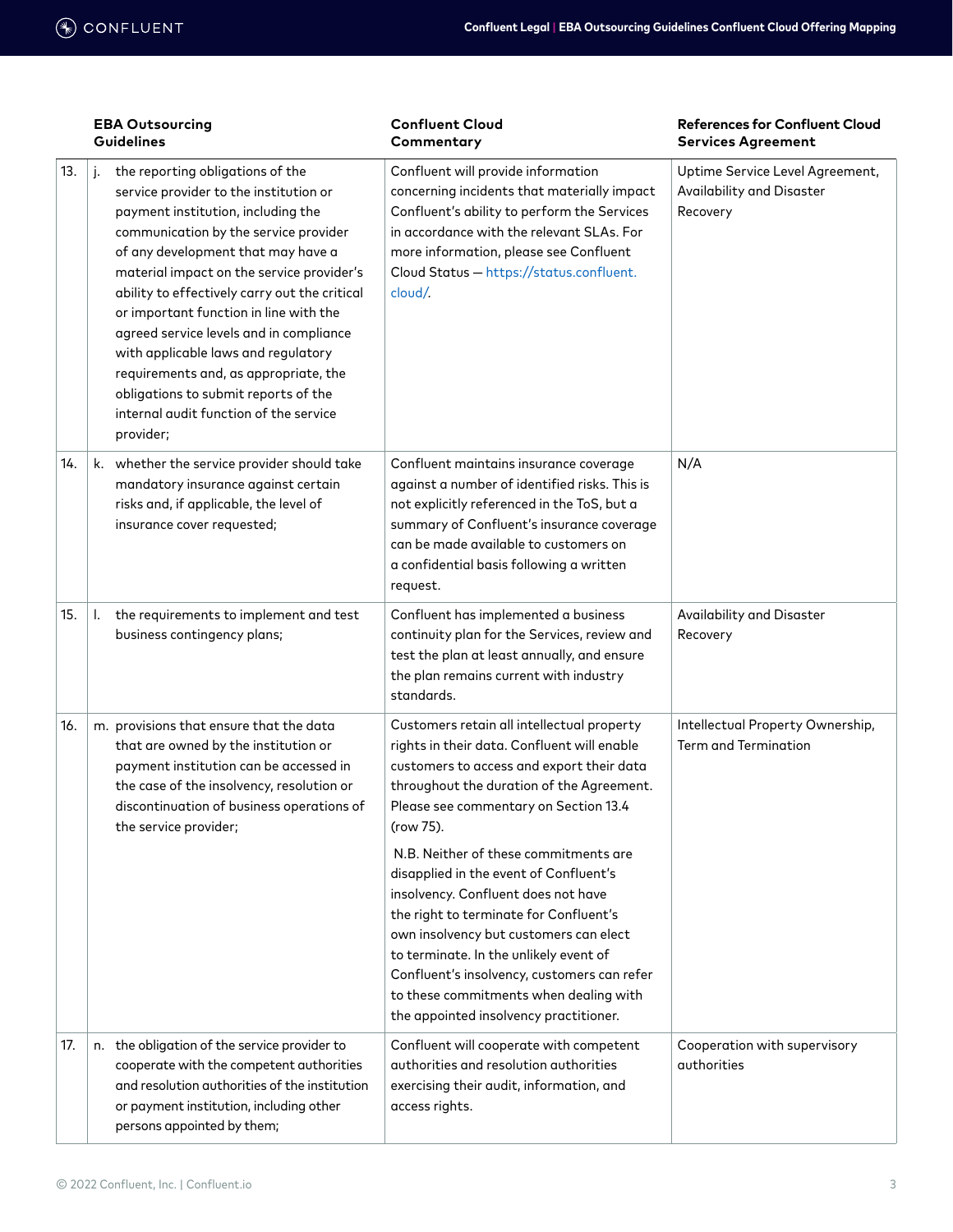| | | EBA Outsourcing Guidelines | Confluent Cloud Commentary | References for Confluent Cloud Services Agreement |
|---|---|---|---|---|
| 13. | j. | the reporting obligations of the service provider to the institution or payment institution, including the communication by the service provider of any development that may have a material impact on the service provider's ability to effectively carry out the critical or important function in line with the agreed service levels and in compliance with applicable laws and regulatory requirements and, as appropriate, the obligations to submit reports of the internal audit function of the service provider; | Confluent will provide information concerning incidents that materially impact Confluent's ability to perform the Services in accordance with the relevant SLAs. For more information, please see Confluent Cloud Status — https://status.confluent.cloud/. | Uptime Service Level Agreement, Availability and Disaster Recovery |
| 14. | k. | whether the service provider should take mandatory insurance against certain risks and, if applicable, the level of insurance cover requested; | Confluent maintains insurance coverage against a number of identified risks. This is not explicitly referenced in the ToS, but a summary of Confluent's insurance coverage can be made available to customers on a confidential basis following a written request. | N/A |
| 15. | l. | the requirements to implement and test business contingency plans; | Confluent has implemented a business continuity plan for the Services, review and test the plan at least annually, and ensure the plan remains current with industry standards. | Availability and Disaster Recovery |
| 16. | m. | provisions that ensure that the data that are owned by the institution or payment institution can be accessed in the case of the insolvency, resolution or discontinuation of business operations of the service provider; | Customers retain all intellectual property rights in their data. Confluent will enable customers to access and export their data throughout the duration of the Agreement. Please see commentary on Section 13.4 (row 75).<br><br>N.B. Neither of these commitments are disapplied in the event of Confluent's insolvency. Confluent does not have the right to terminate for Confluent's own insolvency but customers can elect to terminate. In the unlikely event of Confluent's insolvency, customers can refer to these commitments when dealing with the appointed insolvency practitioner. | Intellectual Property Ownership, Term and Termination |
| 17. | n. | the obligation of the service provider to cooperate with the competent authorities and resolution authorities of the institution or payment institution, including other persons appointed by them; | Confluent will cooperate with competent authorities and resolution authorities exercising their audit, information, and access rights. | Cooperation with supervisory authorities |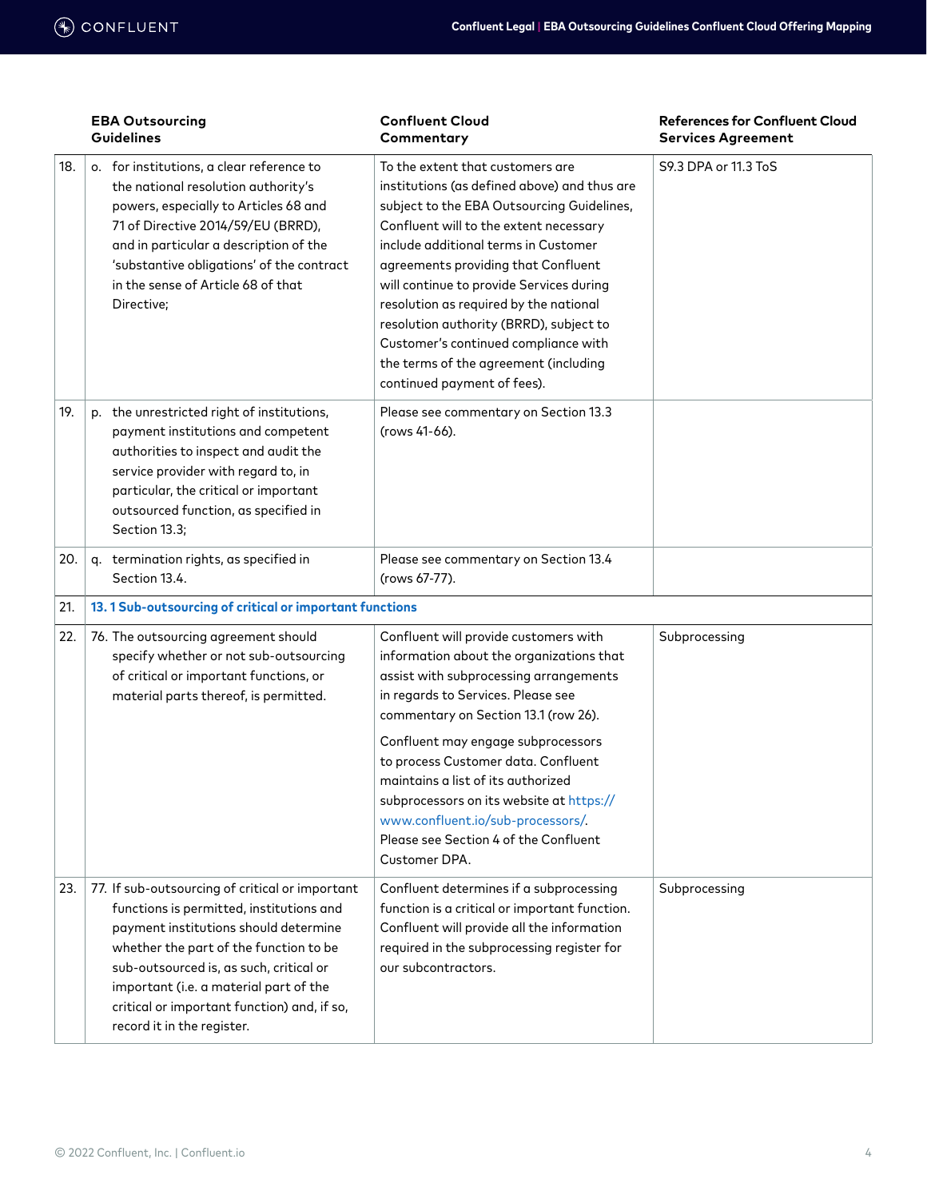| | EBA Outsourcing Guidelines | Confluent Cloud Commentary | References for Confluent Cloud Services Agreement |
|---|---|---|---|
| 18. | o. for institutions, a clear reference to the national resolution authority's powers, especially to Articles 68 and 71 of Directive 2014/59/EU (BRRD), and in particular a description of the 'substantive obligations' of the contract in the sense of Article 68 of that Directive; | To the extent that customers are institutions (as defined above) and thus are subject to the EBA Outsourcing Guidelines, Confluent will to the extent necessary include additional terms in Customer agreements providing that Confluent will continue to provide Services during resolution as required by the national resolution authority (BRRD), subject to Customer's continued compliance with the terms of the agreement (including continued payment of fees). | S9.3 DPA or 11.3 ToS |
| 19. | p. the unrestricted right of institutions, payment institutions and competent authorities to inspect and audit the service provider with regard to, in particular, the critical or important outsourced function, as specified in Section 13.3; | Please see commentary on Section 13.3 (rows 41-66). | |
| 20. | q. termination rights, as specified in Section 13.4. | Please see commentary on Section 13.4 (rows 67-77). | |
| 21. | **13. 1 Sub-outsourcing of critical or important functions** | | |
| 22. | 76. The outsourcing agreement should specify whether or not sub-outsourcing of critical or important functions, or material parts thereof, is permitted. | Confluent will provide customers with information about the organizations that assist with subprocessing arrangements in regards to Services. Please see commentary on Section 13.1 (row 26).<br><br>Confluent may engage subprocessors to process Customer data. Confluent maintains a list of its authorized subprocessors on its website at https://www.confluent.io/sub-processors/. Please see Section 4 of the Confluent Customer DPA. | Subprocessing |
| 23. | 77. If sub-outsourcing of critical or important functions is permitted, institutions and payment institutions should determine whether the part of the function to be sub-outsourced is, as such, critical or important (i.e. a material part of the critical or important function) and, if so, record it in the register. | Confluent determines if a subprocessing function is a critical or important function. Confluent will provide all the information required in the subprocessing register for our subcontractors. | Subprocessing |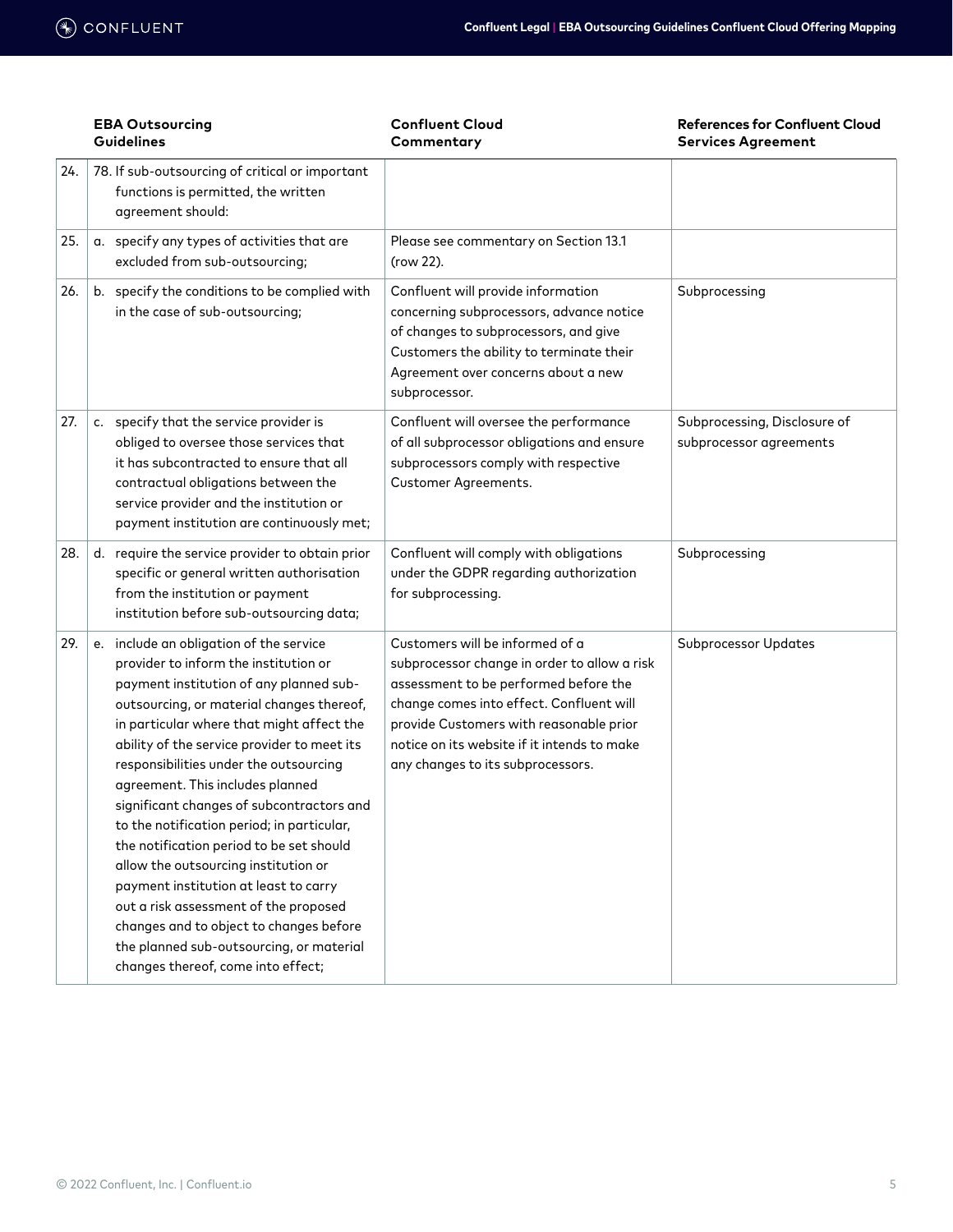| | EBA Outsourcing Guidelines | Confluent Cloud Commentary | References for Confluent Cloud Services Agreement |
|---|---|---|---|
| 24. | 78. If sub-outsourcing of critical or important functions is permitted, the written agreement should: | | |
| 25. | a. specify any types of activities that are excluded from sub-outsourcing; | Please see commentary on Section 13.1 (row 22). | |
| 26. | b. specify the conditions to be complied with in the case of sub-outsourcing; | Confluent will provide information concerning subprocessors, advance notice of changes to subprocessors, and give Customers the ability to terminate their Agreement over concerns about a new subprocessor. | Subprocessing |
| 27. | c. specify that the service provider is obliged to oversee those services that it has subcontracted to ensure that all contractual obligations between the service provider and the institution or payment institution are continuously met; | Confluent will oversee the performance of all subprocessor obligations and ensure subprocessors comply with respective Customer Agreements. | Subprocessing, Disclosure of subprocessor agreements |
| 28. | d. require the service provider to obtain prior specific or general written authorisation from the institution or payment institution before sub-outsourcing data; | Confluent will comply with obligations under the GDPR regarding authorization for subprocessing. | Subprocessing |
| 29. | e. include an obligation of the service provider to inform the institution or payment institution of any planned sub-outsourcing, or material changes thereof, in particular where that might affect the ability of the service provider to meet its responsibilities under the outsourcing agreement. This includes planned significant changes of subcontractors and to the notification period; in particular, the notification period to be set should allow the outsourcing institution or payment institution at least to carry out a risk assessment of the proposed changes and to object to changes before the planned sub-outsourcing, or material changes thereof, come into effect; | Customers will be informed of a subprocessor change in order to allow a risk assessment to be performed before the change comes into effect. Confluent will provide Customers with reasonable prior notice on its website if it intends to make any changes to its subprocessors. | Subprocessor Updates |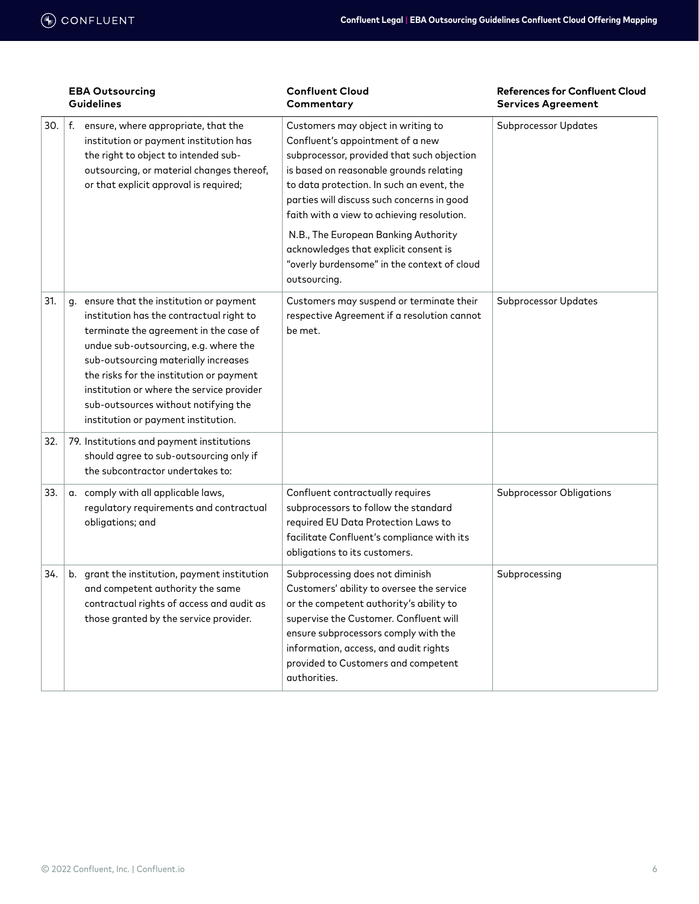| | EBA Outsourcing Guidelines | Confluent Cloud Commentary | References for Confluent Cloud Services Agreement |
|---|---|---|---|
| 30. | f. ensure, where appropriate, that the institution or payment institution has the right to object to intended sub-outsourcing, or material changes thereof, or that explicit approval is required; | Customers may object in writing to Confluent's appointment of a new subprocessor, provided that such objection is based on reasonable grounds relating to data protection. In such an event, the parties will discuss such concerns in good faith with a view to achieving resolution.<br><br>N.B., The European Banking Authority acknowledges that explicit consent is "overly burdensome" in the context of cloud outsourcing. | Subprocessor Updates |
| 31. | g. ensure that the institution or payment institution has the contractual right to terminate the agreement in the case of undue sub-outsourcing, e.g. where the sub-outsourcing materially increases the risks for the institution or payment institution or where the service provider sub-outsources without notifying the institution or payment institution. | Customers may suspend or terminate their respective Agreement if a resolution cannot be met. | Subprocessor Updates |
| 32. | 79. Institutions and payment institutions should agree to sub-outsourcing only if the subcontractor undertakes to: | | |
| 33. | a. comply with all applicable laws, regulatory requirements and contractual obligations; and | Confluent contractually requires subprocessors to follow the standard required EU Data Protection Laws to facilitate Confluent's compliance with its obligations to its customers. | Subprocessor Obligations |
| 34. | b. grant the institution, payment institution and competent authority the same contractual rights of access and audit as those granted by the service provider. | Subprocessing does not diminish Customers' ability to oversee the service or the competent authority's ability to supervise the Customer. Confluent will ensure subprocessors comply with the information, access, and audit rights provided to Customers and competent authorities. | Subprocessing |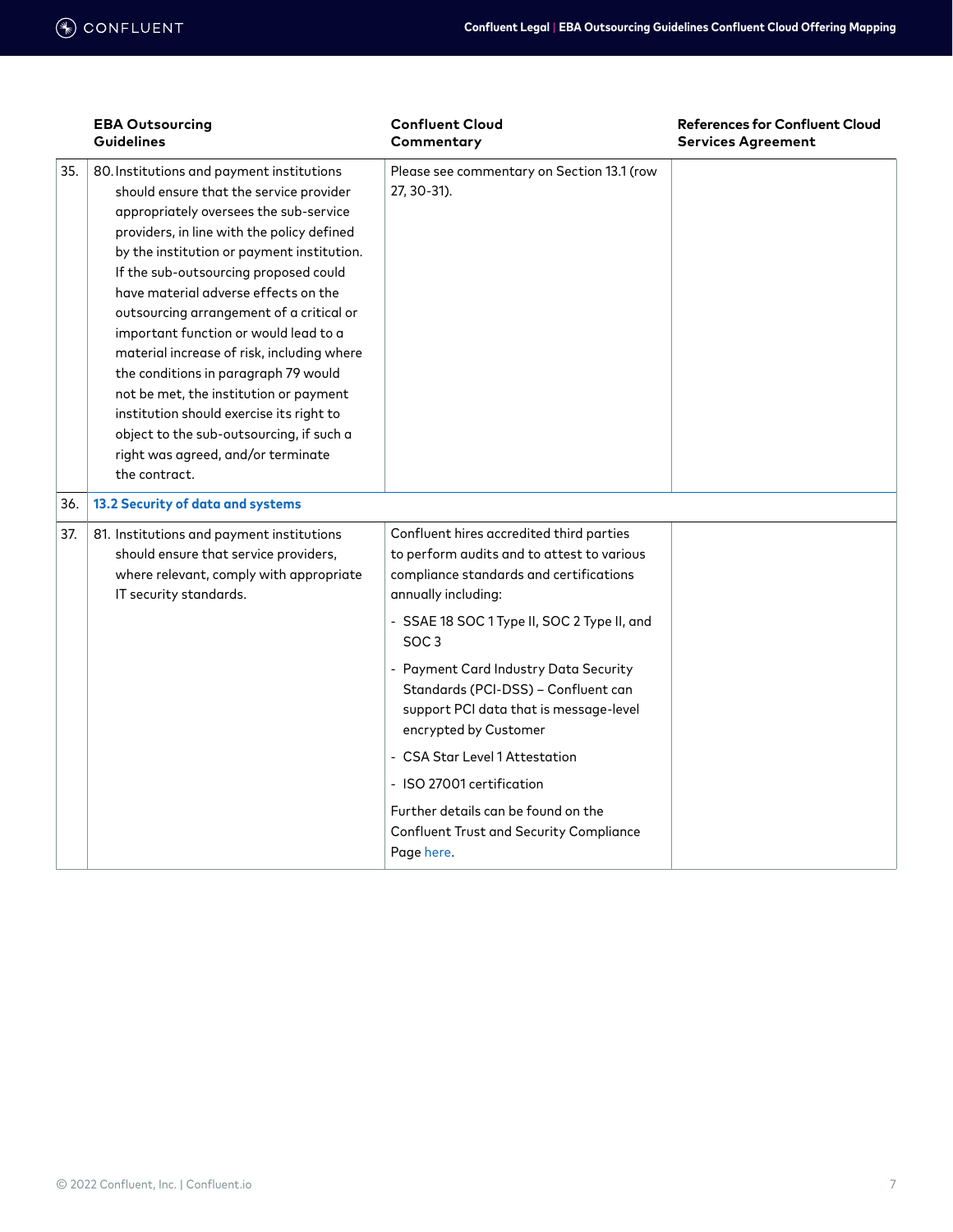| | EBA Outsourcing Guidelines | Confluent Cloud Commentary | References for Confluent Cloud Services Agreement |
|---|---|---|---|
| 35. | 80. Institutions and payment institutions should ensure that the service provider appropriately oversees the sub-service providers, in line with the policy defined by the institution or payment institution. If the sub-outsourcing proposed could have material adverse effects on the outsourcing arrangement of a critical or important function or would lead to a material increase of risk, including where the conditions in paragraph 79 would not be met, the institution or payment institution should exercise its right to object to the sub-outsourcing, if such a right was agreed, and/or terminate the contract. | Please see commentary on Section 13.1 (row 27, 30-31). | |
| 36. | **13.2 Security of data and systems** | | |
| 37. | 81. Institutions and payment institutions should ensure that service providers, where relevant, comply with appropriate IT security standards. | Confluent hires accredited third parties to perform audits and to attest to various compliance standards and certifications annually including:<br>- SSAE 18 SOC 1 Type II, SOC 2 Type II, and SOC 3<br>- Payment Card Industry Data Security Standards (PCI-DSS) – Confluent can support PCI data that is message-level encrypted by Customer<br>- CSA Star Level 1 Attestation<br>- ISO 27001 certification<br>Further details can be found on the Confluent Trust and Security Compliance Page here. | |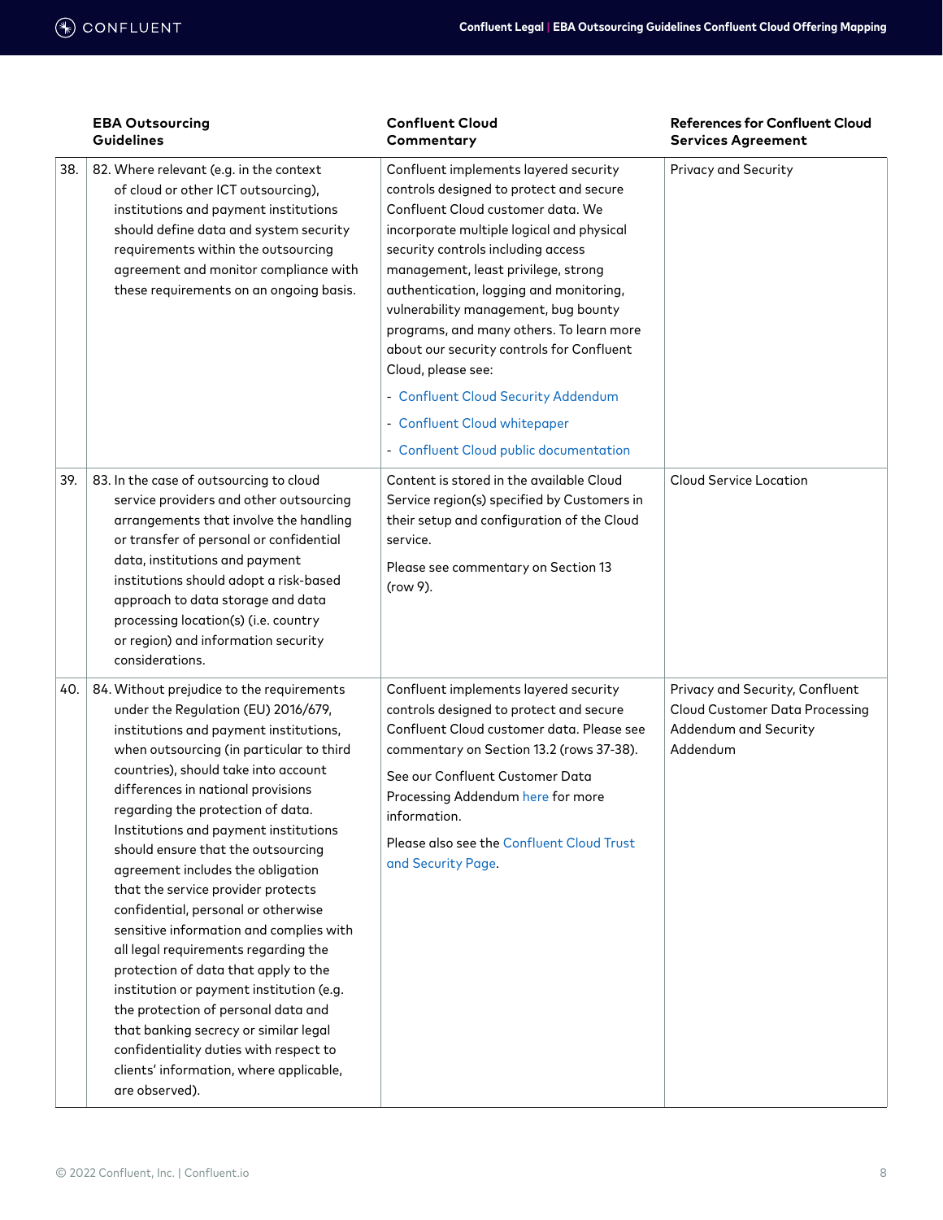| | EBA Outsourcing Guidelines | Confluent Cloud Commentary | References for Confluent Cloud Services Agreement |
|---|---|---|---|
| 38. | 82. Where relevant (e.g. in the context of cloud or other ICT outsourcing), institutions and payment institutions should define data and system security requirements within the outsourcing agreement and monitor compliance with these requirements on an ongoing basis. | Confluent implements layered security controls designed to protect and secure Confluent Cloud customer data. We incorporate multiple logical and physical security controls including access management, least privilege, strong authentication, logging and monitoring, vulnerability management, bug bounty programs, and many others. To learn more about our security controls for Confluent Cloud, please see:<br>- Confluent Cloud Security Addendum<br>- Confluent Cloud whitepaper<br>- Confluent Cloud public documentation | Privacy and Security |
| 39. | 83. In the case of outsourcing to cloud service providers and other outsourcing arrangements that involve the handling or transfer of personal or confidential data, institutions and payment institutions should adopt a risk-based approach to data storage and data processing location(s) (i.e. country or region) and information security considerations. | Content is stored in the available Cloud Service region(s) specified by Customers in their setup and configuration of the Cloud service.<br>Please see commentary on Section 13 (row 9). | Cloud Service Location |
| 40. | 84. Without prejudice to the requirements under the Regulation (EU) 2016/679, institutions and payment institutions, when outsourcing (in particular to third countries), should take into account differences in national provisions regarding the protection of data. Institutions and payment institutions should ensure that the outsourcing agreement includes the obligation that the service provider protects confidential, personal or otherwise sensitive information and complies with all legal requirements regarding the protection of data that apply to the institution or payment institution (e.g. the protection of personal data and that banking secrecy or similar legal confidentiality duties with respect to clients' information, where applicable, are observed). | Confluent implements layered security controls designed to protect and secure Confluent Cloud customer data. Please see commentary on Section 13.2 (rows 37-38).<br>See our Confluent Customer Data Processing Addendum here for more information.<br>Please also see the Confluent Cloud Trust and Security Page. | Privacy and Security, Confluent Cloud Customer Data Processing Addendum and Security Addendum |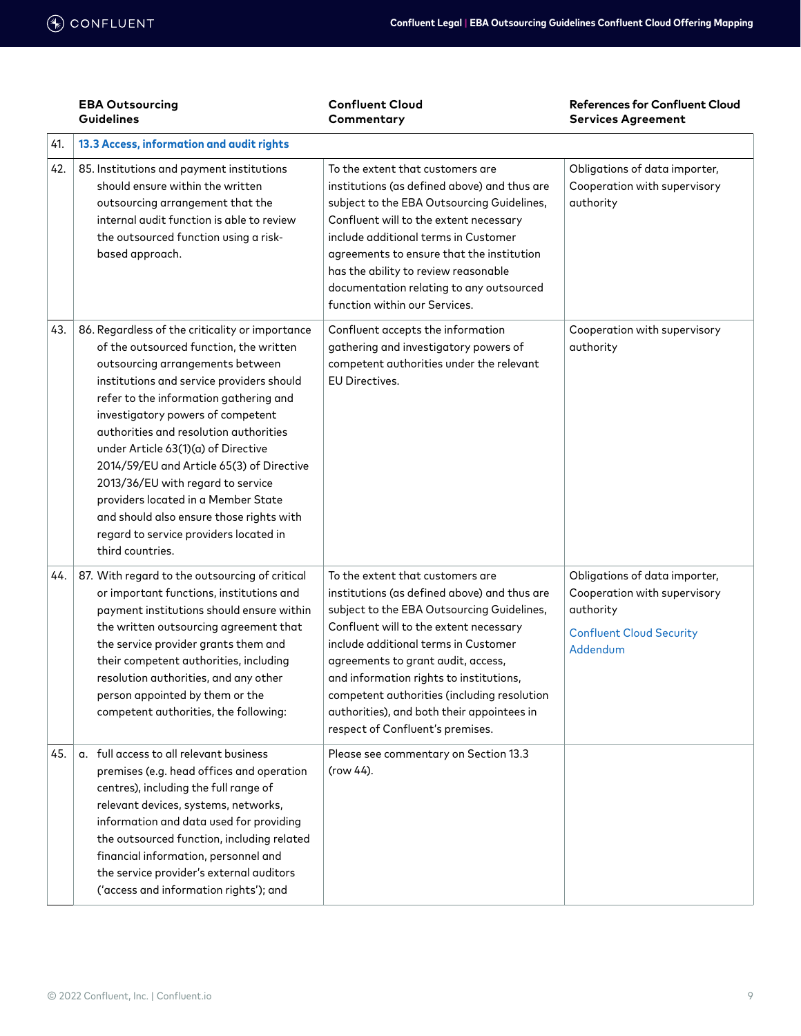| | EBA Outsourcing Guidelines | Confluent Cloud Commentary | References for Confluent Cloud Services Agreement |
|---|---|---|---|
| 41. | **13.3 Access, information and audit rights** | | |
| 42. | 85. Institutions and payment institutions should ensure within the written outsourcing arrangement that the internal audit function is able to review the outsourced function using a risk-based approach. | To the extent that customers are institutions (as defined above) and thus are subject to the EBA Outsourcing Guidelines, Confluent will to the extent necessary include additional terms in Customer agreements to ensure that the institution has the ability to review reasonable documentation relating to any outsourced function within our Services. | Obligations of data importer, Cooperation with supervisory authority |
| 43. | 86. Regardless of the criticality or importance of the outsourced function, the written outsourcing arrangements between institutions and service providers should refer to the information gathering and investigatory powers of competent authorities and resolution authorities under Article 63(1)(a) of Directive 2014/59/EU and Article 65(3) of Directive 2013/36/EU with regard to service providers located in a Member State and should also ensure those rights with regard to service providers located in third countries. | Confluent accepts the information gathering and investigatory powers of competent authorities under the relevant EU Directives. | Cooperation with supervisory authority |
| 44. | 87. With regard to the outsourcing of critical or important functions, institutions and payment institutions should ensure within the written outsourcing agreement that the service provider grants them and their competent authorities, including resolution authorities, and any other person appointed by them or the competent authorities, the following: | To the extent that customers are institutions (as defined above) and thus are subject to the EBA Outsourcing Guidelines, Confluent will to the extent necessary include additional terms in Customer agreements to grant audit, access, and information rights to institutions, competent authorities (including resolution authorities), and both their appointees in respect of Confluent's premises. | Obligations of data importer, Cooperation with supervisory authority<br><br>Confluent Cloud Security Addendum |
| 45. | a. full access to all relevant business premises (e.g. head offices and operation centres), including the full range of relevant devices, systems, networks, information and data used for providing the outsourced function, including related financial information, personnel and the service provider's external auditors ('access and information rights'); and | Please see commentary on Section 13.3 (row 44). | |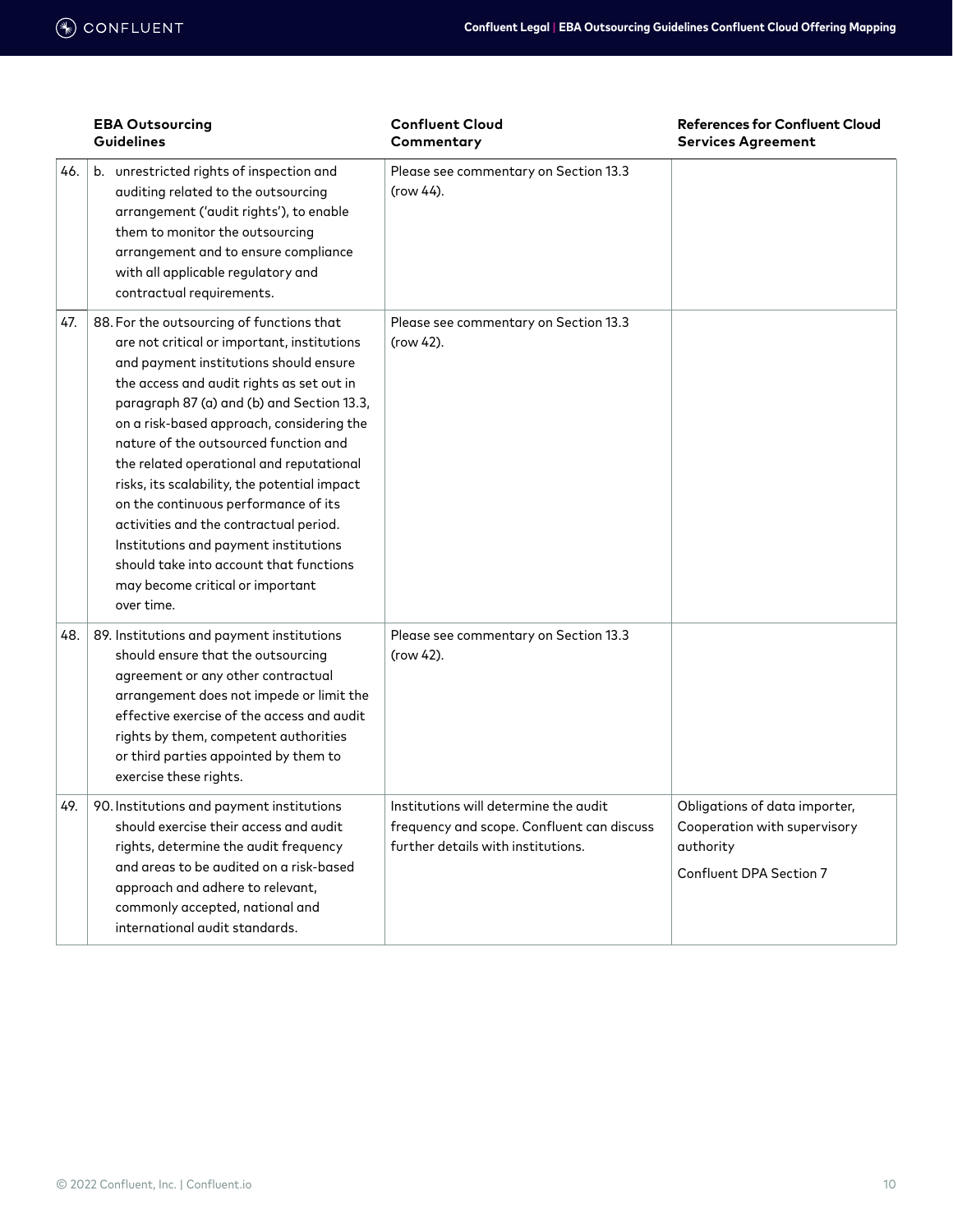| | EBA Outsourcing Guidelines | Confluent Cloud Commentary | References for Confluent Cloud Services Agreement |
|---|---|---|---|
| 46. | b. unrestricted rights of inspection and auditing related to the outsourcing arrangement ('audit rights'), to enable them to monitor the outsourcing arrangement and to ensure compliance with all applicable regulatory and contractual requirements. | Please see commentary on Section 13.3 (row 44). | |
| 47. | 88. For the outsourcing of functions that are not critical or important, institutions and payment institutions should ensure the access and audit rights as set out in paragraph 87 (a) and (b) and Section 13.3, on a risk-based approach, considering the nature of the outsourced function and the related operational and reputational risks, its scalability, the potential impact on the continuous performance of its activities and the contractual period. Institutions and payment institutions should take into account that functions may become critical or important over time. | Please see commentary on Section 13.3 (row 42). | |
| 48. | 89. Institutions and payment institutions should ensure that the outsourcing agreement or any other contractual arrangement does not impede or limit the effective exercise of the access and audit rights by them, competent authorities or third parties appointed by them to exercise these rights. | Please see commentary on Section 13.3 (row 42). | |
| 49. | 90. Institutions and payment institutions should exercise their access and audit rights, determine the audit frequency and areas to be audited on a risk-based approach and adhere to relevant, commonly accepted, national and international audit standards. | Institutions will determine the audit frequency and scope. Confluent can discuss further details with institutions. | Obligations of data importer, Cooperation with supervisory authority<br><br>Confluent DPA Section 7 |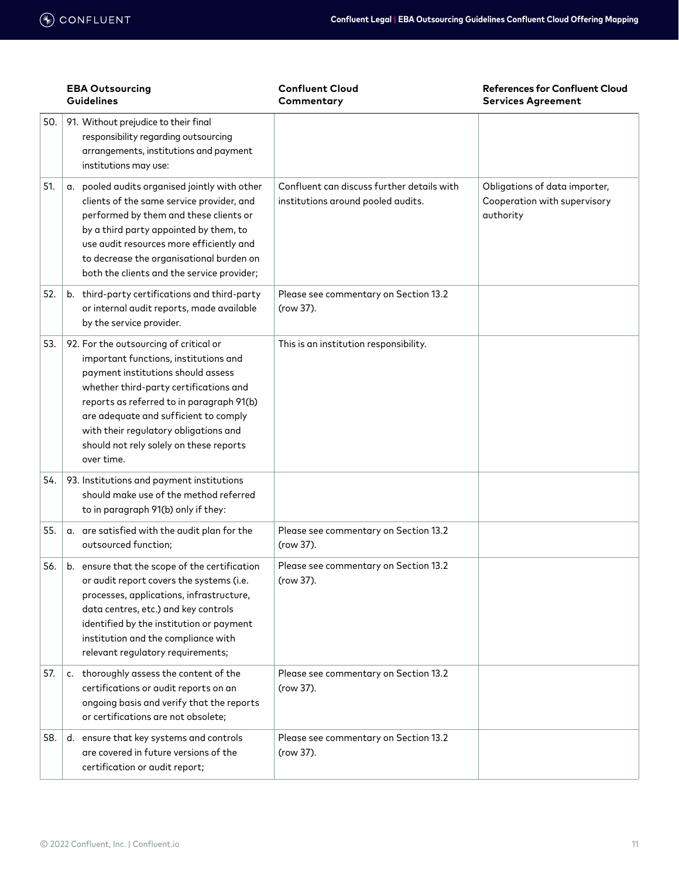| | EBA Outsourcing Guidelines | Confluent Cloud Commentary | References for Confluent Cloud Services Agreement |
|---|---|---|---|
| 50. | 91. Without prejudice to their final responsibility regarding outsourcing arrangements, institutions and payment institutions may use: | | |
| 51. | a. pooled audits organised jointly with other clients of the same service provider, and performed by them and these clients or by a third party appointed by them, to use audit resources more efficiently and to decrease the organisational burden on both the clients and the service provider; | Confluent can discuss further details with institutions around pooled audits. | Obligations of data importer, Cooperation with supervisory authority |
| 52. | b. third-party certifications and third-party or internal audit reports, made available by the service provider. | Please see commentary on Section 13.2 (row 37). | |
| 53. | 92. For the outsourcing of critical or important functions, institutions and payment institutions should assess whether third-party certifications and reports as referred to in paragraph 91(b) are adequate and sufficient to comply with their regulatory obligations and should not rely solely on these reports over time. | This is an institution responsibility. | |
| 54. | 93. Institutions and payment institutions should make use of the method referred to in paragraph 91(b) only if they: | | |
| 55. | a. are satisfied with the audit plan for the outsourced function; | Please see commentary on Section 13.2 (row 37). | |
| 56. | b. ensure that the scope of the certification or audit report covers the systems (i.e. processes, applications, infrastructure, data centres, etc.) and key controls identified by the institution or payment institution and the compliance with relevant regulatory requirements; | Please see commentary on Section 13.2 (row 37). | |
| 57. | c. thoroughly assess the content of the certifications or audit reports on an ongoing basis and verify that the reports or certifications are not obsolete; | Please see commentary on Section 13.2 (row 37). | |
| 58. | d. ensure that key systems and controls are covered in future versions of the certification or audit report; | Please see commentary on Section 13.2 (row 37). | |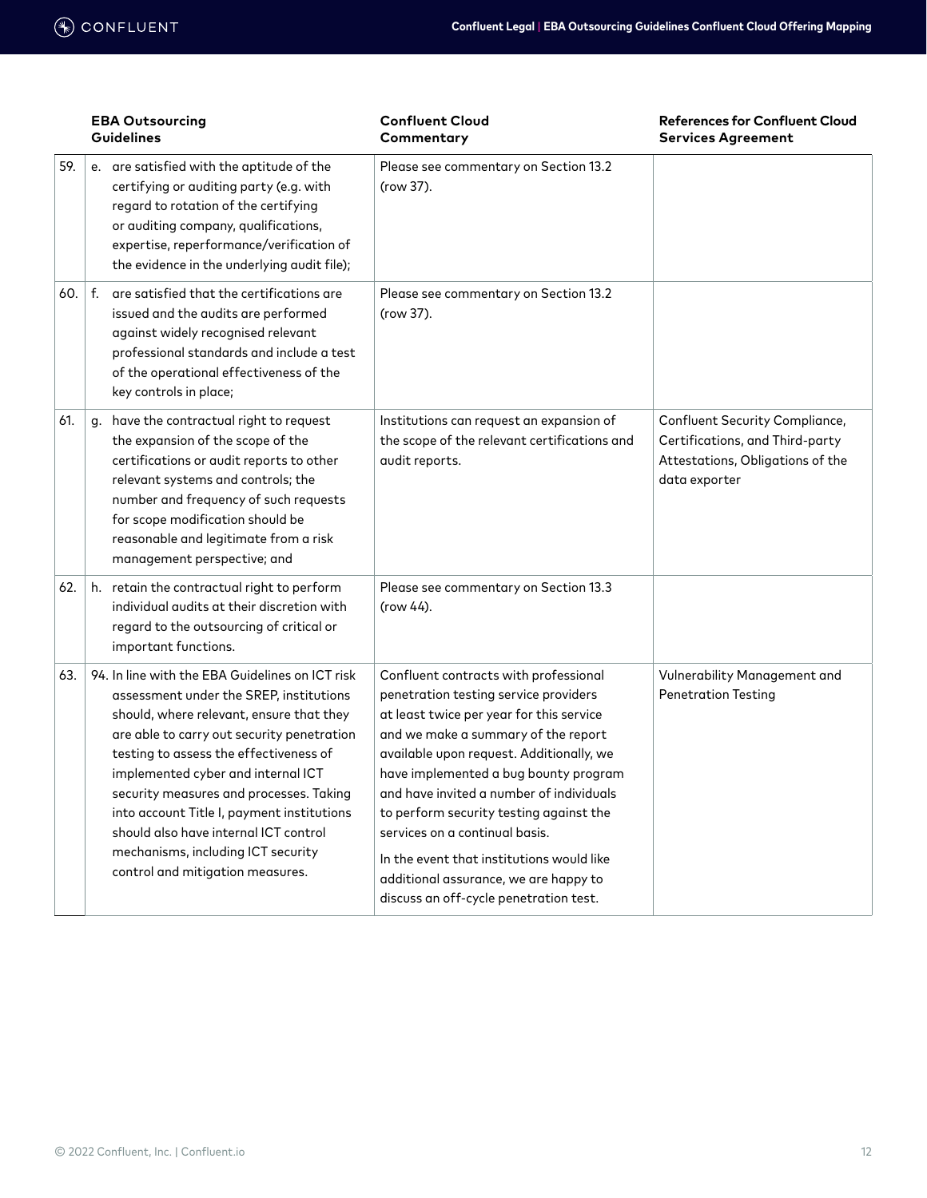| | EBA Outsourcing Guidelines | Confluent Cloud Commentary | References for Confluent Cloud Services Agreement |
|---|---|---|---|
| 59. | e. are satisfied with the aptitude of the certifying or auditing party (e.g. with regard to rotation of the certifying or auditing company, qualifications, expertise, reperformance/verification of the evidence in the underlying audit file); | Please see commentary on Section 13.2 (row 37). | |
| 60. | f. are satisfied that the certifications are issued and the audits are performed against widely recognised relevant professional standards and include a test of the operational effectiveness of the key controls in place; | Please see commentary on Section 13.2 (row 37). | |
| 61. | g. have the contractual right to request the expansion of the scope of the certifications or audit reports to other relevant systems and controls; the number and frequency of such requests for scope modification should be reasonable and legitimate from a risk management perspective; and | Institutions can request an expansion of the scope of the relevant certifications and audit reports. | Confluent Security Compliance, Certifications, and Third-party Attestations, Obligations of the data exporter |
| 62. | h. retain the contractual right to perform individual audits at their discretion with regard to the outsourcing of critical or important functions. | Please see commentary on Section 13.3 (row 44). | |
| 63. | 94. In line with the EBA Guidelines on ICT risk assessment under the SREP, institutions should, where relevant, ensure that they are able to carry out security penetration testing to assess the effectiveness of implemented cyber and internal ICT security measures and processes. Taking into account Title I, payment institutions should also have internal ICT control mechanisms, including ICT security control and mitigation measures. | Confluent contracts with professional penetration testing service providers at least twice per year for this service and we make a summary of the report available upon request. Additionally, we have implemented a bug bounty program and have invited a number of individuals to perform security testing against the services on a continual basis.<br><br>In the event that institutions would like additional assurance, we are happy to discuss an off-cycle penetration test. | Vulnerability Management and Penetration Testing |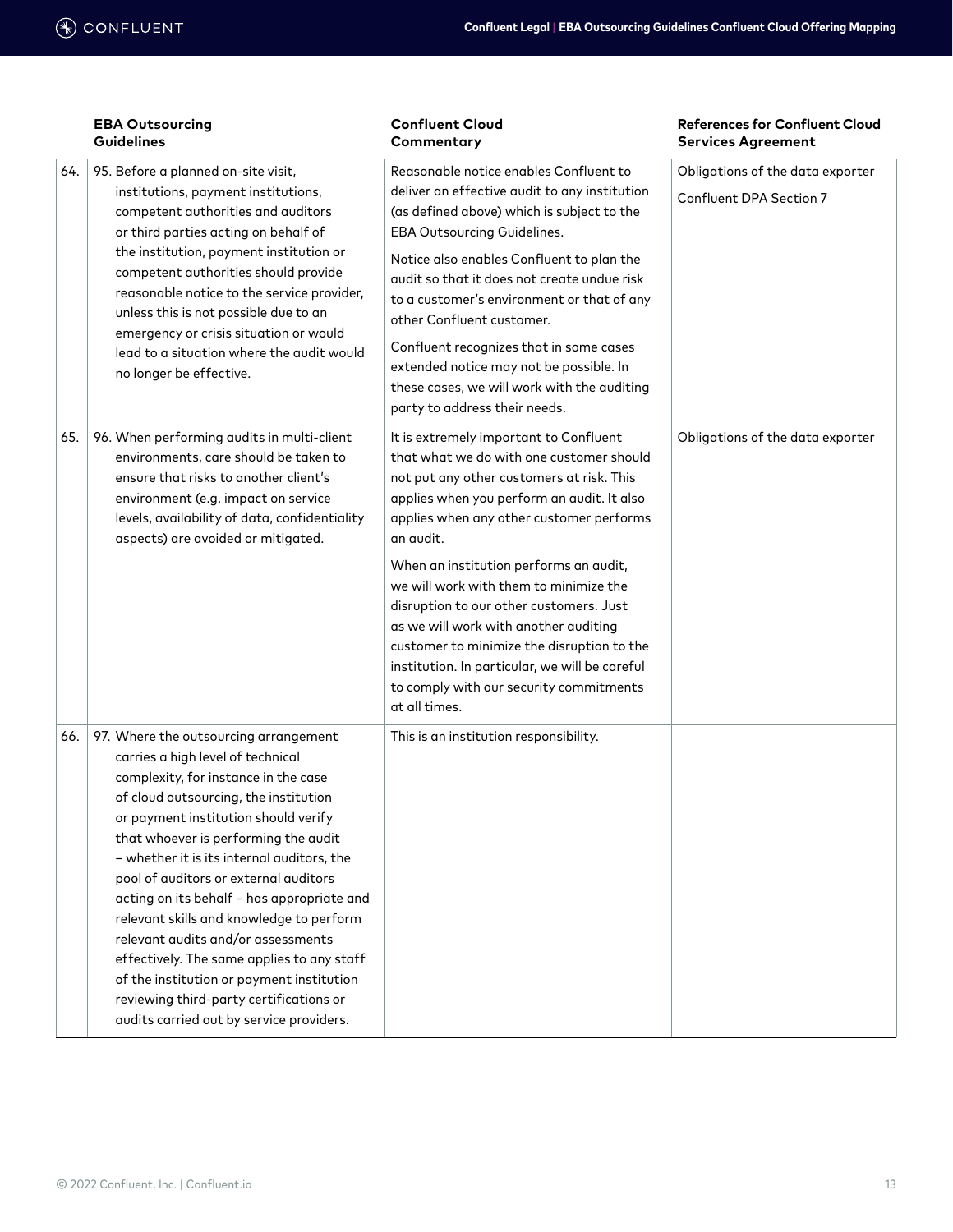| | EBA Outsourcing Guidelines | Confluent Cloud Commentary | References for Confluent Cloud Services Agreement |
|---|---|---|---|
| 64. | 95. Before a planned on-site visit, institutions, payment institutions, competent authorities and auditors or third parties acting on behalf of the institution, payment institution or competent authorities should provide reasonable notice to the service provider, unless this is not possible due to an emergency or crisis situation or would lead to a situation where the audit would no longer be effective. | Reasonable notice enables Confluent to deliver an effective audit to any institution (as defined above) which is subject to the EBA Outsourcing Guidelines.<br><br>Notice also enables Confluent to plan the audit so that it does not create undue risk to a customer's environment or that of any other Confluent customer.<br><br>Confluent recognizes that in some cases extended notice may not be possible. In these cases, we will work with the auditing party to address their needs. | Obligations of the data exporter<br><br>Confluent DPA Section 7 |
| 65. | 96. When performing audits in multi-client environments, care should be taken to ensure that risks to another client's environment (e.g. impact on service levels, availability of data, confidentiality aspects) are avoided or mitigated. | It is extremely important to Confluent that what we do with one customer should not put any other customers at risk. This applies when you perform an audit. It also applies when any other customer performs an audit.<br><br>When an institution performs an audit, we will work with them to minimize the disruption to our other customers. Just as we will work with another auditing customer to minimize the disruption to the institution. In particular, we will be careful to comply with our security commitments at all times. | Obligations of the data exporter |
| 66. | 97. Where the outsourcing arrangement carries a high level of technical complexity, for instance in the case of cloud outsourcing, the institution or payment institution should verify that whoever is performing the audit – whether it is its internal auditors, the pool of auditors or external auditors acting on its behalf – has appropriate and relevant skills and knowledge to perform relevant audits and/or assessments effectively. The same applies to any staff of the institution or payment institution reviewing third-party certifications or audits carried out by service providers. | This is an institution responsibility. | |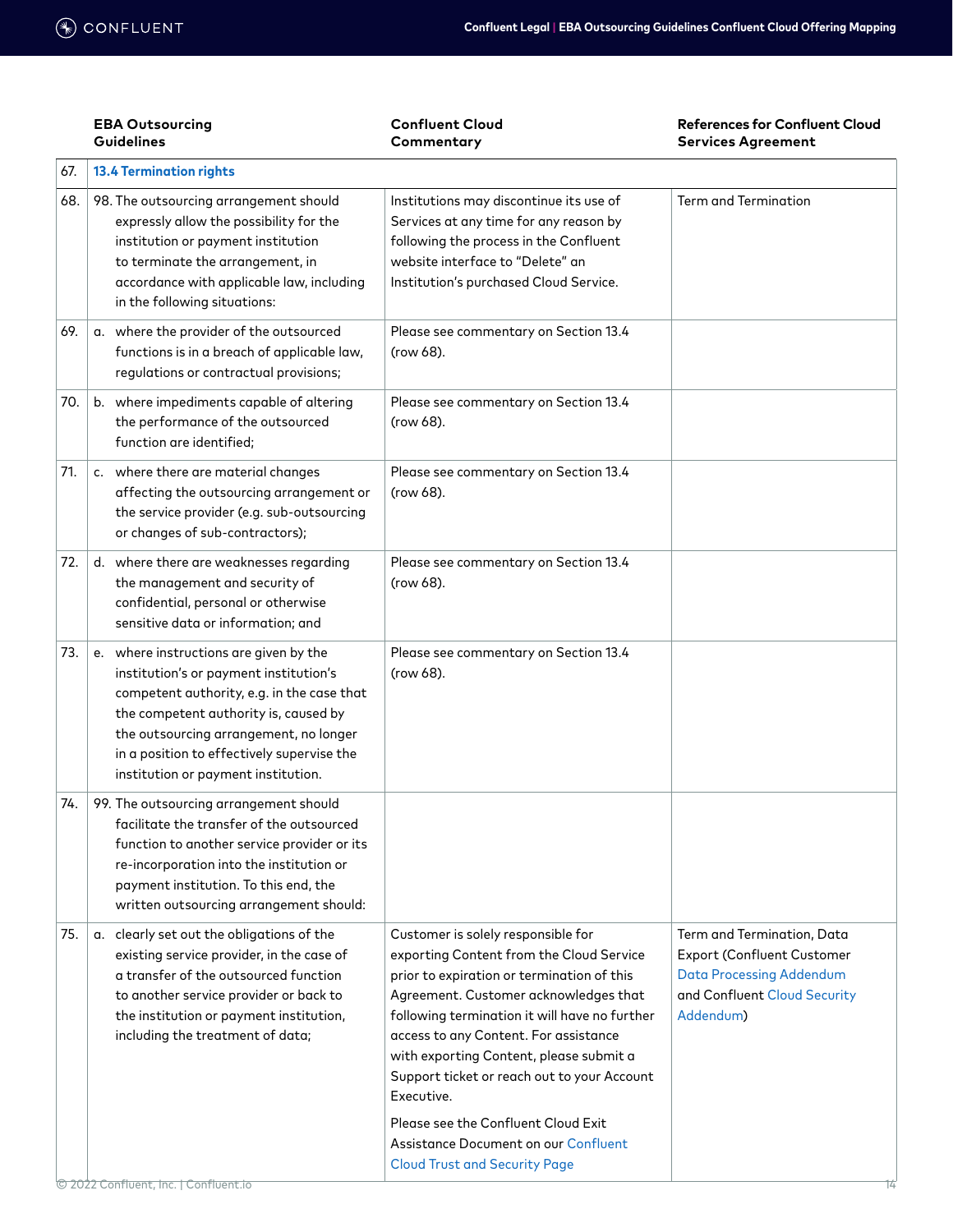| | EBA Outsourcing Guidelines | Confluent Cloud Commentary | References for Confluent Cloud Services Agreement |
|---|---|---|---|
| 67. | **13.4 Termination rights** | | |
| 68. | 98. The outsourcing arrangement should expressly allow the possibility for the institution or payment institution to terminate the arrangement, in accordance with applicable law, including in the following situations: | Institutions may discontinue its use of Services at any time for any reason by following the process in the Confluent website interface to "Delete" an Institution's purchased Cloud Service. | Term and Termination |
| 69. | a. where the provider of the outsourced functions is in a breach of applicable law, regulations or contractual provisions; | Please see commentary on Section 13.4 (row 68). | |
| 70. | b. where impediments capable of altering the performance of the outsourced function are identified; | Please see commentary on Section 13.4 (row 68). | |
| 71. | c. where there are material changes affecting the outsourcing arrangement or the service provider (e.g. sub-outsourcing or changes of sub-contractors); | Please see commentary on Section 13.4 (row 68). | |
| 72. | d. where there are weaknesses regarding the management and security of confidential, personal or otherwise sensitive data or information; and | Please see commentary on Section 13.4 (row 68). | |
| 73. | e. where instructions are given by the institution's or payment institution's competent authority, e.g. in the case that the competent authority is, caused by the outsourcing arrangement, no longer in a position to effectively supervise the institution or payment institution. | Please see commentary on Section 13.4 (row 68). | |
| 74. | 99. The outsourcing arrangement should facilitate the transfer of the outsourced function to another service provider or its re-incorporation into the institution or payment institution. To this end, the written outsourcing arrangement should: | | |
| 75. | a. clearly set out the obligations of the existing service provider, in the case of a transfer of the outsourced function to another service provider or back to the institution or payment institution, including the treatment of data; | Customer is solely responsible for exporting Content from the Cloud Service prior to expiration or termination of this Agreement. Customer acknowledges that following termination it will have no further access to any Content. For assistance with exporting Content, please submit a Support ticket or reach out to your Account Executive.<br><br>Please see the Confluent Cloud Exit Assistance Document on our Confluent Cloud Trust and Security Page | Term and Termination, Data Export (Confluent Customer Data Processing Addendum and Confluent Cloud Security Addendum) |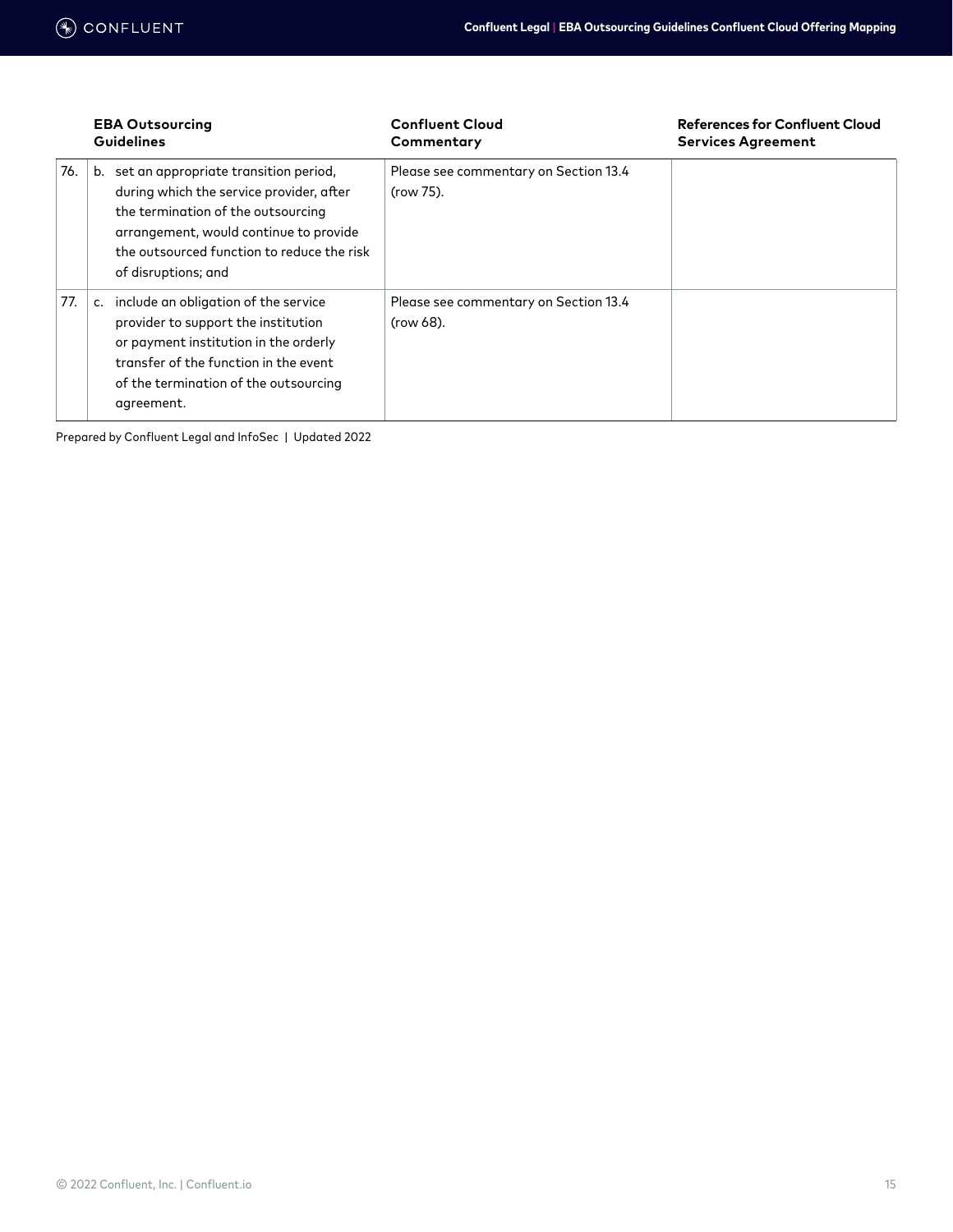| | EBA Outsourcing Guidelines | Confluent Cloud Commentary | References for Confluent Cloud Services Agreement |
|---|---|---|---|
| 76. | b. set an appropriate transition period, during which the service provider, after the termination of the outsourcing arrangement, would continue to provide the outsourced function to reduce the risk of disruptions; and | Please see commentary on Section 13.4 (row 75). | |
| 77. | c. include an obligation of the service provider to support the institution or payment institution in the orderly transfer of the function in the event of the termination of the outsourcing agreement. | Please see commentary on Section 13.4 (row 68). | |

Prepared by Confluent Legal and InfoSec | Updated 2022